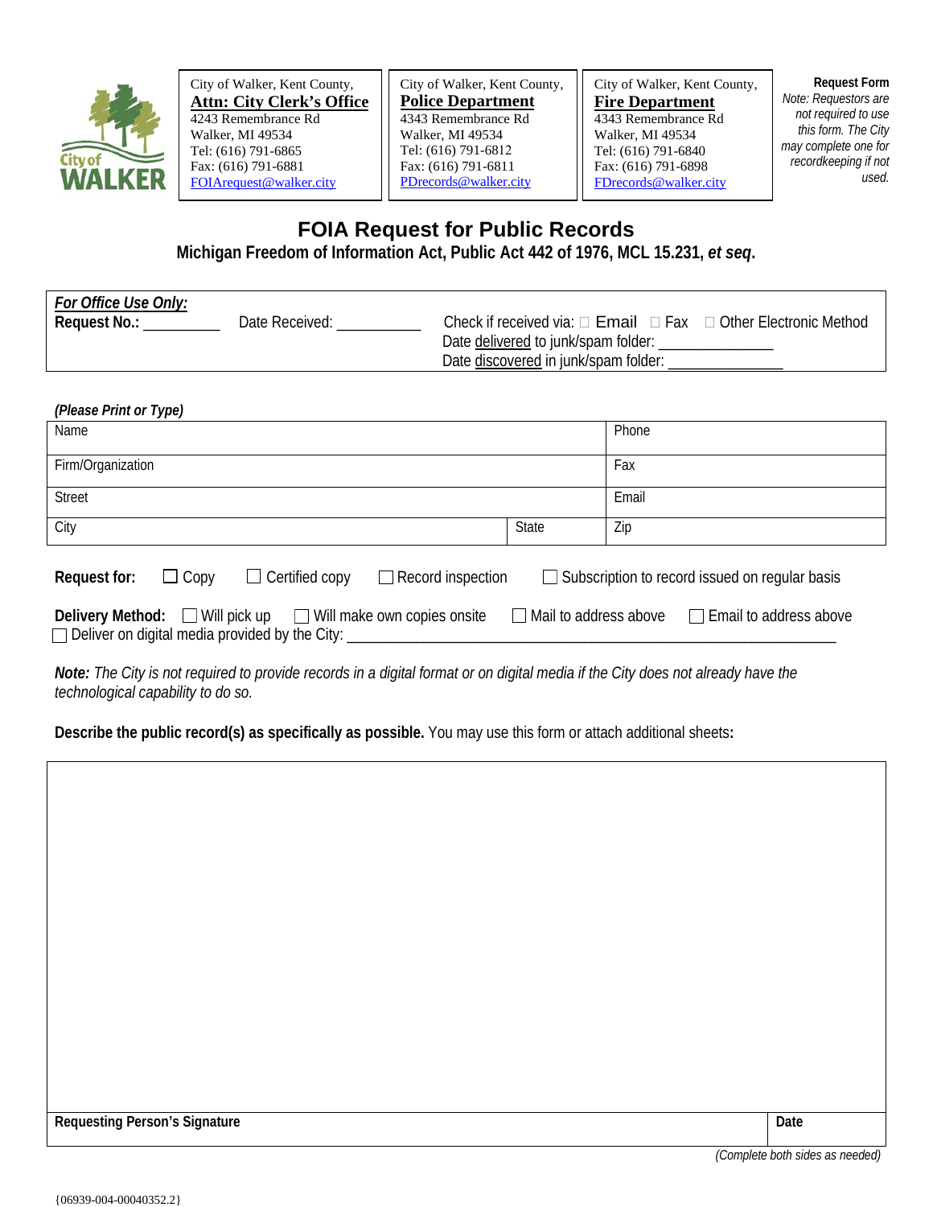City of Walker, Kent County,
**Attn: City Clerk's Office**
4243 Remembrance Rd
Walker, MI 49534
Tel: (616) 791-6865
Fax: (616) 791-6881
FOIArequest@walker.city

City of Walker, Kent County,
**Police Department**
4343 Remembrance Rd
Walker, MI 49534
Tel: (616) 791-6812
Fax: (616) 791-6811
PDrecords@walker.city

City of Walker, Kent County,
**Fire Department**
4343 Remembrance Rd
Walker, MI 49534
Tel: (616) 791-6840
Fax: (616) 791-6898
FDrecords@walker.city

**Request Form**
*Note: Requestors are not required to use this form. The City may complete one for recordkeeping if not used.*

# FOIA Request for Public Records

## Michigan Freedom of Information Act, Public Act 442 of 1976, MCL 15.231, *et seq*.

***For Office Use Only:***
**Request No.:** __________ Date Received: __________ Check if received via: ☐ Email ☐ Fax ☐ Other Electronic Method
Date delivered to junk/spam folder: _______________
Date discovered in junk/spam folder: _______________

***(Please Print or Type)***

| Name | | Phone |
|---|---|---|
| Firm/Organization | | Fax |
| Street | | Email |
| City | State | Zip |

**Request for:** ☐ Copy ☐ Certified copy ☐ Record inspection ☐ Subscription to record issued on regular basis

**Delivery Method:** ☐ Will pick up ☐ Will make own copies onsite ☐ Mail to address above ☐ Email to address above
☐ Deliver on digital media provided by the City: ______________________________________________

***Note:*** *The City is not required to provide records in a digital format or on digital media if the City does not already have the technological capability to do so.*

**Describe the public record(s) as specifically as possible.** You may use this form or attach additional sheets**:**

| Requesting Person's Signature | Date |
|---|---|

*(Complete both sides as needed)*

{06939-004-00040352.2}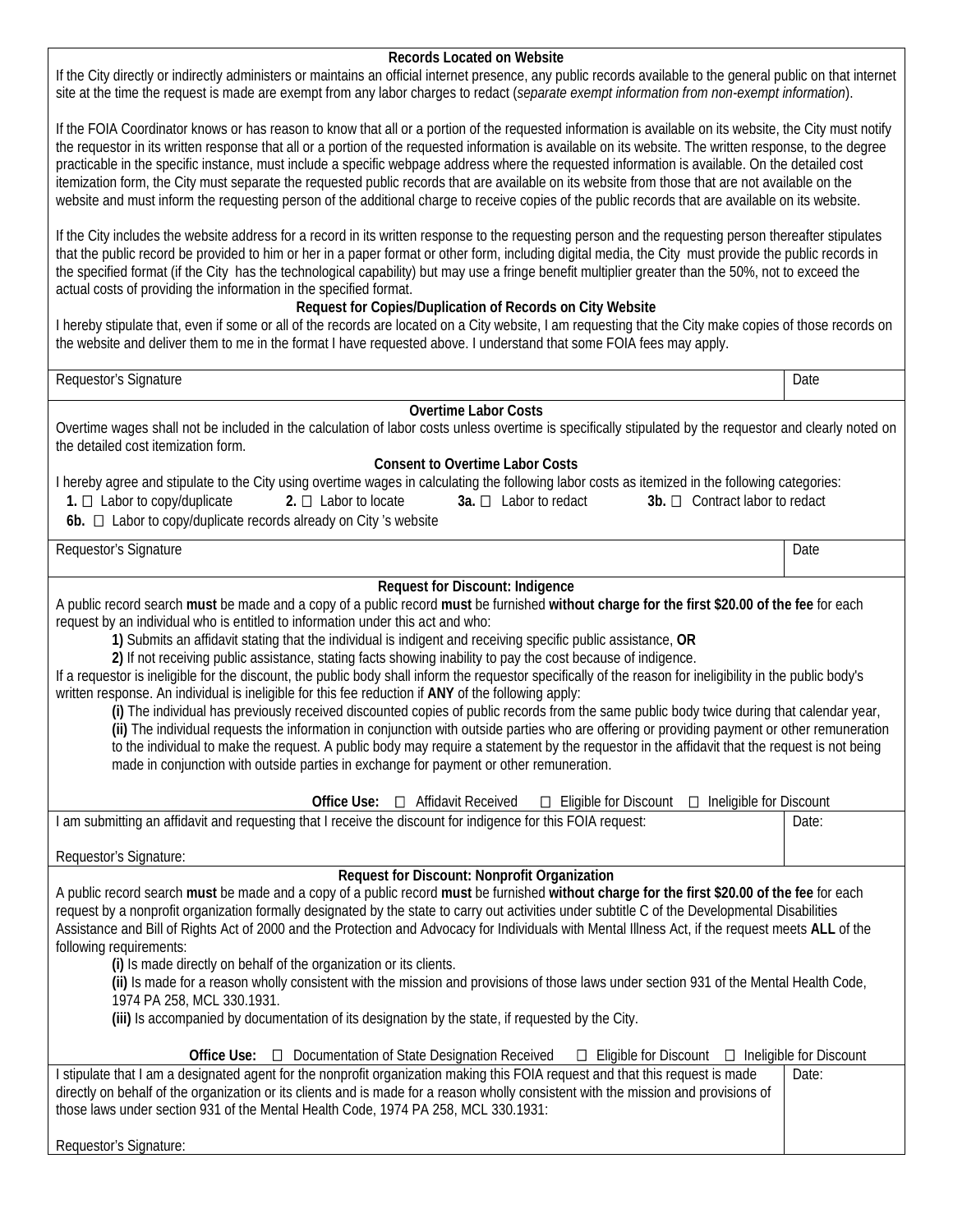### Records Located on Website

If the City directly or indirectly administers or maintains an official internet presence, any public records available to the general public on that internet site at the time the request is made are exempt from any labor charges to redact (*separate exempt information from non-exempt information*).

If the FOIA Coordinator knows or has reason to know that all or a portion of the requested information is available on its website, the City must notify the requestor in its written response that all or a portion of the requested information is available on its website. The written response, to the degree practicable in the specific instance, must include a specific webpage address where the requested information is available. On the detailed cost itemization form, the City must separate the requested public records that are available on its website from those that are not available on the website and must inform the requesting person of the additional charge to receive copies of the public records that are available on its website.

If the City includes the website address for a record in its written response to the requesting person and the requesting person thereafter stipulates that the public record be provided to him or her in a paper format or other form, including digital media, the City must provide the public records in the specified format (if the City has the technological capability) but may use a fringe benefit multiplier greater than the 50%, not to exceed the actual costs of providing the information in the specified format.

### Request for Copies/Duplication of Records on City Website

I hereby stipulate that, even if some or all of the records are located on a City website, I am requesting that the City make copies of those records on the website and deliver them to me in the format I have requested above. I understand that some FOIA fees may apply.

| Requestor's Signature | Date |
|---|---|

### Overtime Labor Costs

Overtime wages shall not be included in the calculation of labor costs unless overtime is specifically stipulated by the requestor and clearly noted on the detailed cost itemization form.

### Consent to Overtime Labor Costs

I hereby agree and stipulate to the City using overtime wages in calculating the following labor costs as itemized in the following categories:

**1.** ☐ Labor to copy/duplicate **2.** ☐ Labor to locate **3a.** ☐ Labor to redact **3b.** ☐ Contract labor to redact
**6b.** ☐ Labor to copy/duplicate records already on City 's website

| Requestor's Signature | Date |
|---|---|

### Request for Discount: Indigence

A public record search **must** be made and a copy of a public record **must** be furnished **without charge for the first $20.00 of the fee** for each request by an individual who is entitled to information under this act and who:

**1)** Submits an affidavit stating that the individual is indigent and receiving specific public assistance, **OR**

**2)** If not receiving public assistance, stating facts showing inability to pay the cost because of indigence.

If a requestor is ineligible for the discount, the public body shall inform the requestor specifically of the reason for ineligibility in the public body's written response. An individual is ineligible for this fee reduction if **ANY** of the following apply:

**(i)** The individual has previously received discounted copies of public records from the same public body twice during that calendar year,

**(ii)** The individual requests the information in conjunction with outside parties who are offering or providing payment or other remuneration to the individual to make the request. A public body may require a statement by the requestor in the affidavit that the request is not being made in conjunction with outside parties in exchange for payment or other remuneration.

**Office Use:** ☐ Affidavit Received ☐ Eligible for Discount ☐ Ineligible for Discount

| I am submitting an affidavit and requesting that I receive the discount for indigence for this FOIA request:<br><br>Requestor's Signature: | Date: |
|---|---|

### Request for Discount: Nonprofit Organization

A public record search **must** be made and a copy of a public record **must** be furnished **without charge for the first $20.00 of the fee** for each request by a nonprofit organization formally designated by the state to carry out activities under subtitle C of the Developmental Disabilities Assistance and Bill of Rights Act of 2000 and the Protection and Advocacy for Individuals with Mental Illness Act, if the request meets **ALL** of the following requirements:

**(i)** Is made directly on behalf of the organization or its clients.

**(ii)** Is made for a reason wholly consistent with the mission and provisions of those laws under section 931 of the Mental Health Code, 1974 PA 258, MCL 330.1931.

**(iii)** Is accompanied by documentation of its designation by the state, if requested by the City.

**Office Use:** ☐ Documentation of State Designation Received ☐ Eligible for Discount ☐ Ineligible for Discount

| I stipulate that I am a designated agent for the nonprofit organization making this FOIA request and that this request is made directly on behalf of the organization or its clients and is made for a reason wholly consistent with the mission and provisions of those laws under section 931 of the Mental Health Code, 1974 PA 258, MCL 330.1931:<br><br>Requestor's Signature: | Date: |
|---|---|